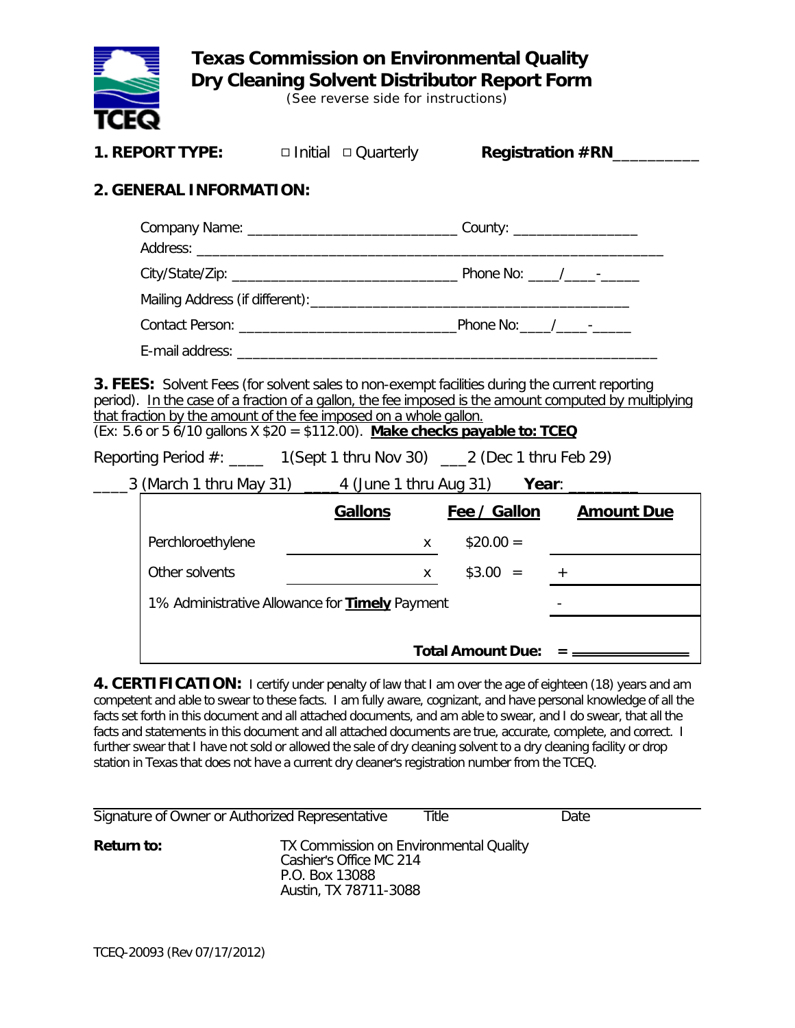# Texas Commission on Environmental Quality
# Dry Cleaning Solvent Distributor Report Form

(See reverse side for instructions)

**1. REPORT TYPE:** ☐ Initial ☐ Quarterly **Registration #RN**__________

## 2. GENERAL INFORMATION:

Company Name: ____________________________ County: ________________

Address: ____________________________________________________________

City/State/Zip: ______________________________ Phone No: ____/____-_____

Mailing Address (if different):__________________________________________

Contact Person: ____________________________Phone No:____/____-_____

E-mail address: ______________________________________________________

**3. FEES:** Solvent Fees (for solvent sales to non-exempt facilities during the current reporting period). In the case of a fraction of a gallon, the fee imposed is the amount computed by multiplying that fraction by the amount of the fee imposed on a whole gallon.
(Ex: 5.6 or 5 6/10 gallons X $20 = $112.00). **Make checks payable to: TCEQ**

Reporting Period #: ____ 1(Sept 1 thru Nov 30) ___2 (Dec 1 thru Feb 29)

____3 (March 1 thru May 31) ____4 (June 1 thru Aug 31) **Year**: ________

| | Gallons | | Fee / Gallon | Amount Due |
|---|---|---|---|---|
| Perchloroethylene | | x | $20.00 = | |
| Other solvents | | x | $3.00 = | + |
| 1% Administrative Allowance for **Timely** Payment | | | | - |
| | | | **Total Amount Due:** | = |

**4. CERTIFICATION:** I certify under penalty of law that I am over the age of eighteen (18) years and am competent and able to swear to these facts. I am fully aware, cognizant, and have personal knowledge of all the facts set forth in this document and all attached documents, and am able to swear, and I do swear, that all the facts and statements in this document and all attached documents are true, accurate, complete, and correct. I further swear that I have not sold or allowed the sale of dry cleaning solvent to a dry cleaning facility or drop station in Texas that does not have a current dry cleaner's registration number from the TCEQ.

______________________________________________________________________

Signature of Owner or Authorized Representative Title Date

**Return to:**

TX Commission on Environmental Quality
Cashier's Office MC 214
P.O. Box 13088
Austin, TX 78711-3088

TCEQ-20093 (Rev 07/17/2012)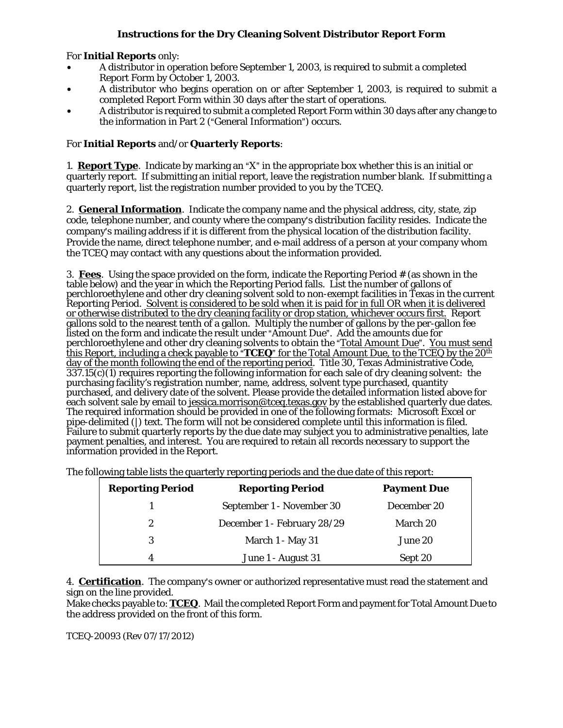## Instructions for the Dry Cleaning Solvent Distributor Report Form

For **Initial Reports** only:

- A distributor in operation before September 1, 2003, is required to submit a completed Report Form by October 1, 2003.
- A distributor who begins operation on or after September 1, 2003, is required to submit a completed Report Form within 30 days after the start of operations.
- A distributor is required to submit a completed Report Form within 30 days after any change to the information in Part 2 ("General Information") occurs.

For **Initial Reports** and/or **Quarterly Reports**:

1. **Report Type**. Indicate by marking an "X" in the appropriate box whether this is an initial or quarterly report. If submitting an initial report, leave the registration number blank. If submitting a quarterly report, list the registration number provided to you by the TCEQ.

2. **General Information**. Indicate the company name and the physical address, city, state, zip code, telephone number, and county where the company's distribution facility resides. Indicate the company's mailing address if it is different from the physical location of the distribution facility. Provide the name, direct telephone number, and e-mail address of a person at your company whom the TCEQ may contact with any questions about the information provided.

3. **Fees**. Using the space provided on the form, indicate the Reporting Period # (as shown in the table below) and the year in which the Reporting Period falls. List the number of gallons of perchloroethylene and other dry cleaning solvent sold to non-exempt facilities in Texas in the current Reporting Period. Solvent is considered to be sold when it is paid for in full OR when it is delivered or otherwise distributed to the dry cleaning facility or drop station, whichever occurs first. Report gallons sold to the nearest tenth of a gallon. Multiply the number of gallons by the per-gallon fee listed on the form and indicate the result under "Amount Due". Add the amounts due for perchloroethylene and other dry cleaning solvents to obtain the "Total Amount Due". You must send this Report, including a check payable to "**TCEQ**" for the Total Amount Due, to the TCEQ by the 20th day of the month following the end of the reporting period. Title 30, Texas Administrative Code, 337.15(c)(1) requires reporting the following information for each sale of dry cleaning solvent: the purchasing facility's registration number, name, address, solvent type purchased, quantity purchased, and delivery date of the solvent. Please provide the detailed information listed above for each solvent sale by email to jessica.morrison@tceq.texas.gov by the established quarterly due dates. The required information should be provided in one of the following formats: Microsoft Excel or pipe-delimited (|) text. The form will not be considered complete until this information is filed. Failure to submit quarterly reports by the due date may subject you to administrative penalties, late payment penalties, and interest. You are required to retain all records necessary to support the information provided in the Report.

The following table lists the quarterly reporting periods and the due date of this report:

| Reporting Period | Reporting Period | Payment Due |
|---|---|---|
| 1 | September 1 - November 30 | December 20 |
| 2 | December 1 - February 28/29 | March 20 |
| 3 | March 1 - May 31 | June 20 |
| 4 | June 1 - August 31 | Sept 20 |

4. **Certification**. The company's owner or authorized representative must read the statement and sign on the line provided.

Make checks payable to: **TCEQ**. Mail the completed Report Form and payment for Total Amount Due to the address provided on the front of this form.

TCEQ-20093 (Rev 07/17/2012)